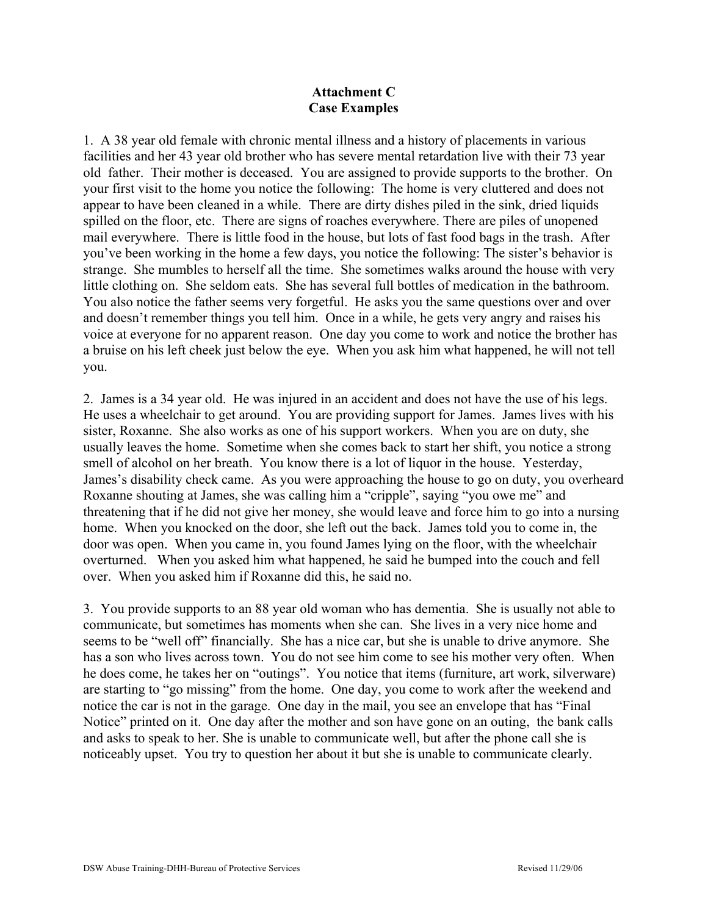# Attachment C
## Case Examples

1. A 38 year old female with chronic mental illness and a history of placements in various facilities and her 43 year old brother who has severe mental retardation live with their 73 year old father. Their mother is deceased. You are assigned to provide supports to the brother. On your first visit to the home you notice the following: The home is very cluttered and does not appear to have been cleaned in a while. There are dirty dishes piled in the sink, dried liquids spilled on the floor, etc. There are signs of roaches everywhere. There are piles of unopened mail everywhere. There is little food in the house, but lots of fast food bags in the trash. After you've been working in the home a few days, you notice the following: The sister's behavior is strange. She mumbles to herself all the time. She sometimes walks around the house with very little clothing on. She seldom eats. She has several full bottles of medication in the bathroom. You also notice the father seems very forgetful. He asks you the same questions over and over and doesn't remember things you tell him. Once in a while, he gets very angry and raises his voice at everyone for no apparent reason. One day you come to work and notice the brother has a bruise on his left cheek just below the eye. When you ask him what happened, he will not tell you.

2. James is a 34 year old. He was injured in an accident and does not have the use of his legs. He uses a wheelchair to get around. You are providing support for James. James lives with his sister, Roxanne. She also works as one of his support workers. When you are on duty, she usually leaves the home. Sometime when she comes back to start her shift, you notice a strong smell of alcohol on her breath. You know there is a lot of liquor in the house. Yesterday, James's disability check came. As you were approaching the house to go on duty, you overheard Roxanne shouting at James, she was calling him a "cripple", saying "you owe me" and threatening that if he did not give her money, she would leave and force him to go into a nursing home. When you knocked on the door, she left out the back. James told you to come in, the door was open. When you came in, you found James lying on the floor, with the wheelchair overturned. When you asked him what happened, he said he bumped into the couch and fell over. When you asked him if Roxanne did this, he said no.

3. You provide supports to an 88 year old woman who has dementia. She is usually not able to communicate, but sometimes has moments when she can. She lives in a very nice home and seems to be "well off" financially. She has a nice car, but she is unable to drive anymore. She has a son who lives across town. You do not see him come to see his mother very often. When he does come, he takes her on "outings". You notice that items (furniture, art work, silverware) are starting to "go missing" from the home. One day, you come to work after the weekend and notice the car is not in the garage. One day in the mail, you see an envelope that has "Final Notice" printed on it. One day after the mother and son have gone on an outing, the bank calls and asks to speak to her. She is unable to communicate well, but after the phone call she is noticeably upset. You try to question her about it but she is unable to communicate clearly.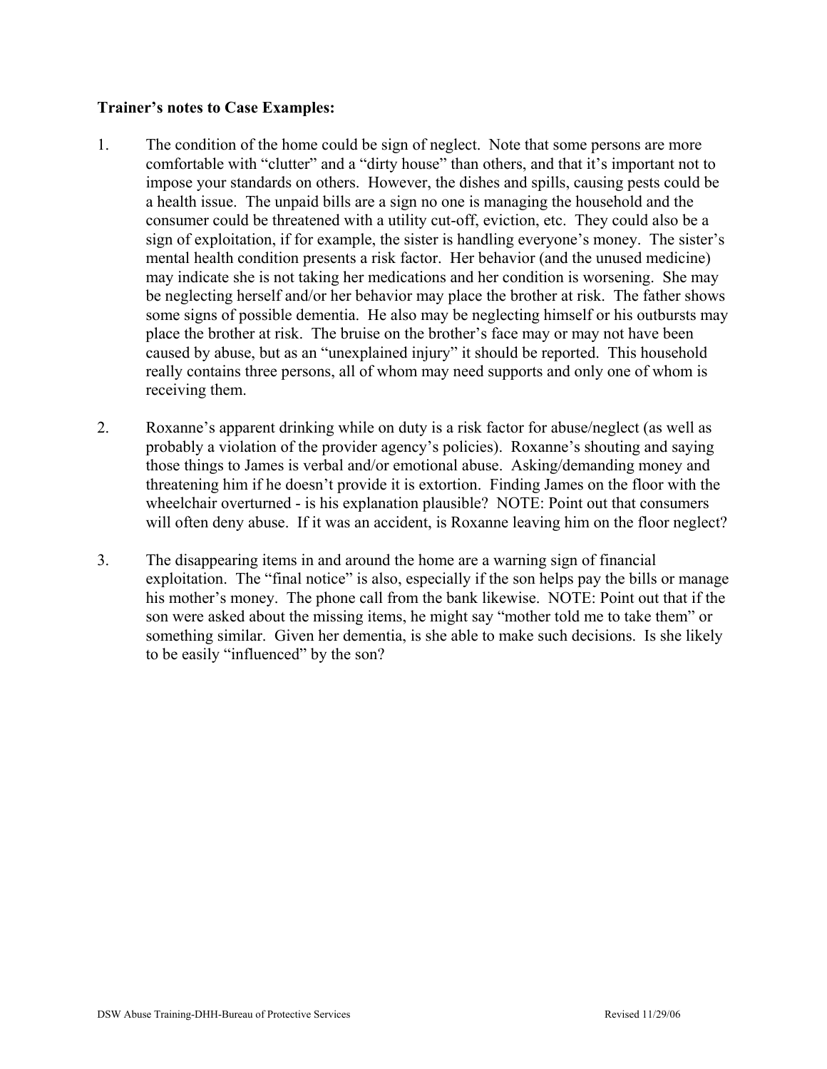**Trainer's notes to Case Examples:**

1. The condition of the home could be sign of neglect. Note that some persons are more comfortable with "clutter" and a "dirty house" than others, and that it's important not to impose your standards on others. However, the dishes and spills, causing pests could be a health issue. The unpaid bills are a sign no one is managing the household and the consumer could be threatened with a utility cut-off, eviction, etc. They could also be a sign of exploitation, if for example, the sister is handling everyone's money. The sister's mental health condition presents a risk factor. Her behavior (and the unused medicine) may indicate she is not taking her medications and her condition is worsening. She may be neglecting herself and/or her behavior may place the brother at risk. The father shows some signs of possible dementia. He also may be neglecting himself or his outbursts may place the brother at risk. The bruise on the brother's face may or may not have been caused by abuse, but as an "unexplained injury" it should be reported. This household really contains three persons, all of whom may need supports and only one of whom is receiving them.

2. Roxanne's apparent drinking while on duty is a risk factor for abuse/neglect (as well as probably a violation of the provider agency's policies). Roxanne's shouting and saying those things to James is verbal and/or emotional abuse. Asking/demanding money and threatening him if he doesn't provide it is extortion. Finding James on the floor with the wheelchair overturned - is his explanation plausible? NOTE: Point out that consumers will often deny abuse. If it was an accident, is Roxanne leaving him on the floor neglect?

3. The disappearing items in and around the home are a warning sign of financial exploitation. The "final notice" is also, especially if the son helps pay the bills or manage his mother's money. The phone call from the bank likewise. NOTE: Point out that if the son were asked about the missing items, he might say "mother told me to take them" or something similar. Given her dementia, is she able to make such decisions. Is she likely to be easily "influenced" by the son?